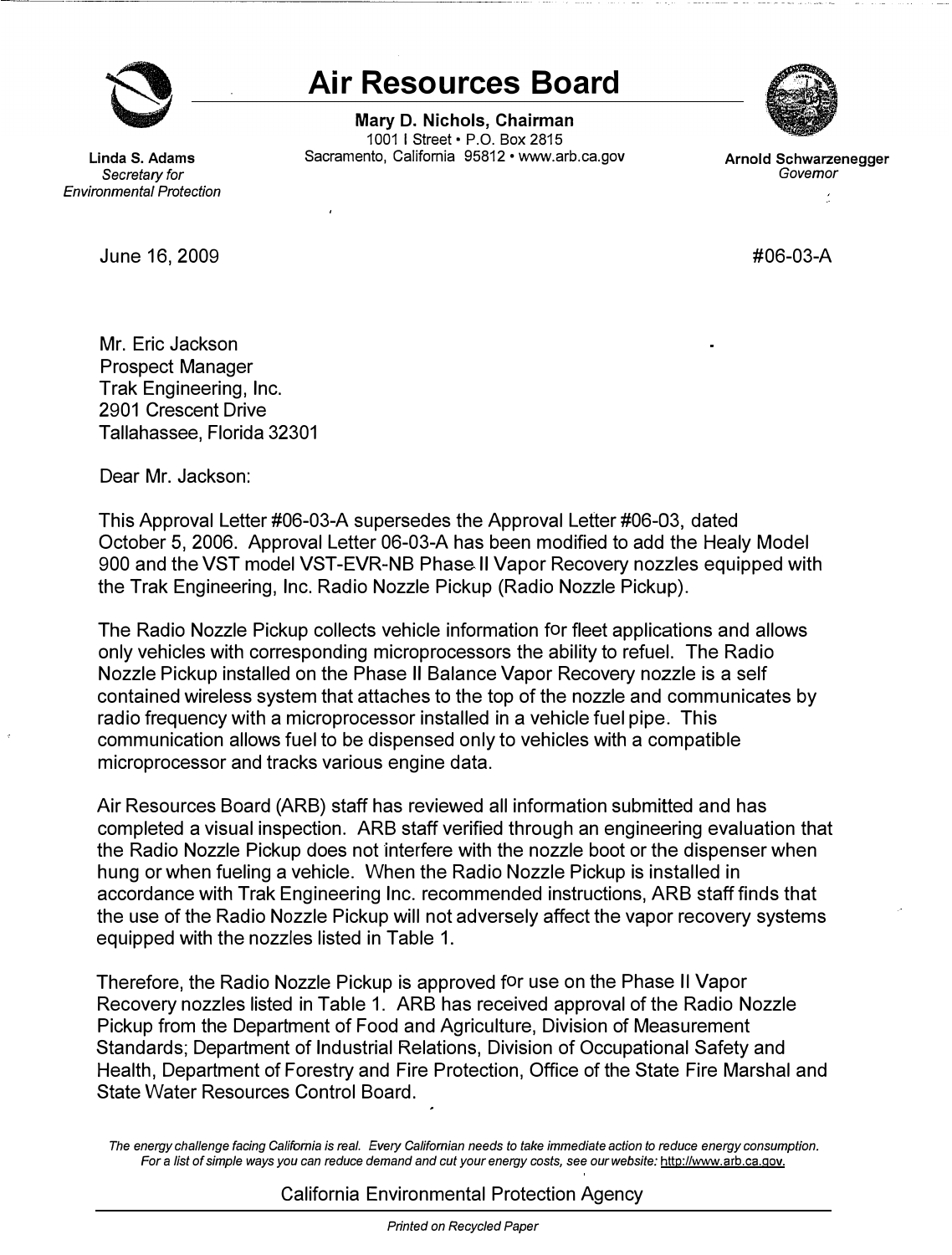# Air Resources Board

**Mary D. Nichols, Chairman**
1001 I Street • P.O. Box 2815
Sacramento, California 95812 • www.arb.ca.gov

**Linda S. Adams**
*Secretary for Environmental Protection*

**Arnold Schwarzenegger**
*Governor*

June 16, 2009

#06-03-A

Mr. Eric Jackson
Prospect Manager
Trak Engineering, Inc.
2901 Crescent Drive
Tallahassee, Florida 32301

Dear Mr. Jackson:

This Approval Letter #06-03-A supersedes the Approval Letter #06-03, dated October 5, 2006. Approval Letter 06-03-A has been modified to add the Healy Model 900 and the VST model VST-EVR-NB Phase II Vapor Recovery nozzles equipped with the Trak Engineering, Inc. Radio Nozzle Pickup (Radio Nozzle Pickup).

The Radio Nozzle Pickup collects vehicle information for fleet applications and allows only vehicles with corresponding microprocessors the ability to refuel. The Radio Nozzle Pickup installed on the Phase II Balance Vapor Recovery nozzle is a self contained wireless system that attaches to the top of the nozzle and communicates by radio frequency with a microprocessor installed in a vehicle fuel pipe. This communication allows fuel to be dispensed only to vehicles with a compatible microprocessor and tracks various engine data.

Air Resources Board (ARB) staff has reviewed all information submitted and has completed a visual inspection. ARB staff verified through an engineering evaluation that the Radio Nozzle Pickup does not interfere with the nozzle boot or the dispenser when hung or when fueling a vehicle. When the Radio Nozzle Pickup is installed in accordance with Trak Engineering Inc. recommended instructions, ARB staff finds that the use of the Radio Nozzle Pickup will not adversely affect the vapor recovery systems equipped with the nozzles listed in Table 1.

Therefore, the Radio Nozzle Pickup is approved for use on the Phase II Vapor Recovery nozzles listed in Table 1. ARB has received approval of the Radio Nozzle Pickup from the Department of Food and Agriculture, Division of Measurement Standards; Department of Industrial Relations, Division of Occupational Safety and Health, Department of Forestry and Fire Protection, Office of the State Fire Marshal and State Water Resources Control Board.

*The energy challenge facing California is real. Every Californian needs to take immediate action to reduce energy consumption. For a list of simple ways you can reduce demand and cut your energy costs, see our website: http://www.arb.ca.gov.*

California Environmental Protection Agency

*Printed on Recycled Paper*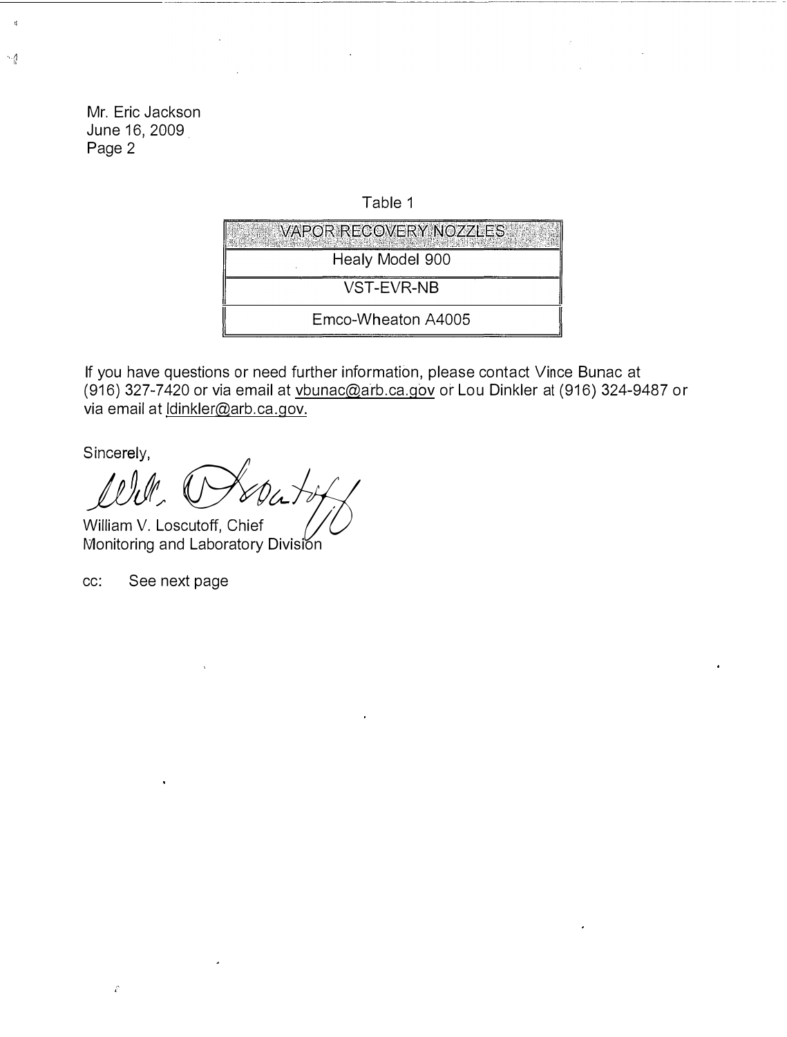Mr. Eric Jackson
June 16, 2009
Page 2

Table 1

| VAPOR RECOVERY NOZZLES |
|---|
| Healy Model 900 |
| VST-EVR-NB |
| Emco-Wheaton A4005 |

If you have questions or need further information, please contact Vince Bunac at (916) 327-7420 or via email at vbunac@arb.ca.gov or Lou Dinkler at (916) 324-9487 or via email at ldinkler@arb.ca.gov.

Sincerely,

William V. Loscutoff, Chief
Monitoring and Laboratory Division

cc: See next page